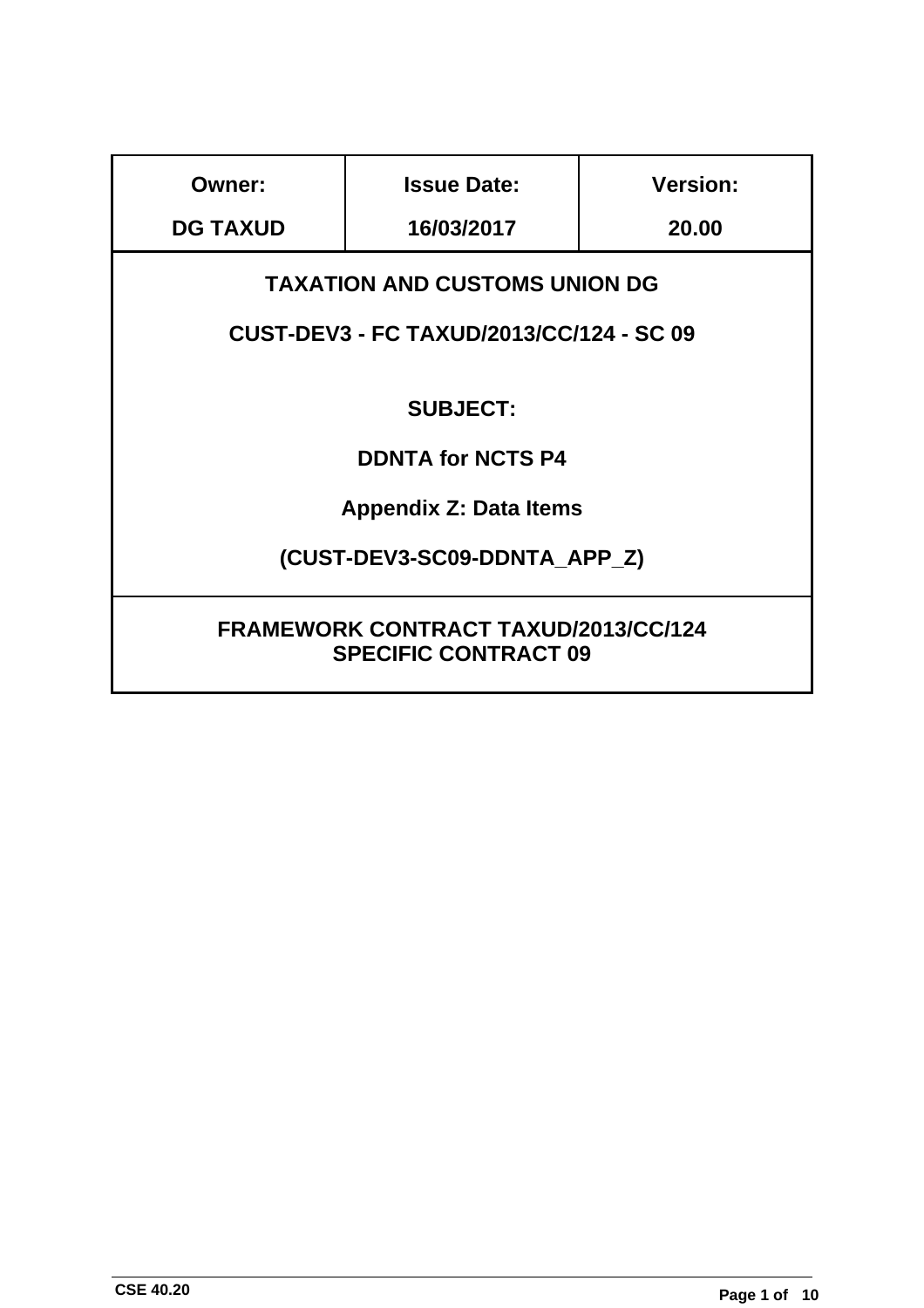| Owner: | Issue Date: | Version: |
|---|---|---|
| DG TAXUD | 16/03/2017 | 20.00 |

**TAXATION AND CUSTOMS UNION DG**

**CUST-DEV3 - FC TAXUD/2013/CC/124 - SC 09**

**SUBJECT:**

**DDNTA for NCTS P4**

**Appendix Z: Data Items**

**(CUST-DEV3-SC09-DDNTA_APP_Z)**

**FRAMEWORK CONTRACT TAXUD/2013/CC/124**
**SPECIFIC CONTRACT 09**

CSE 40.20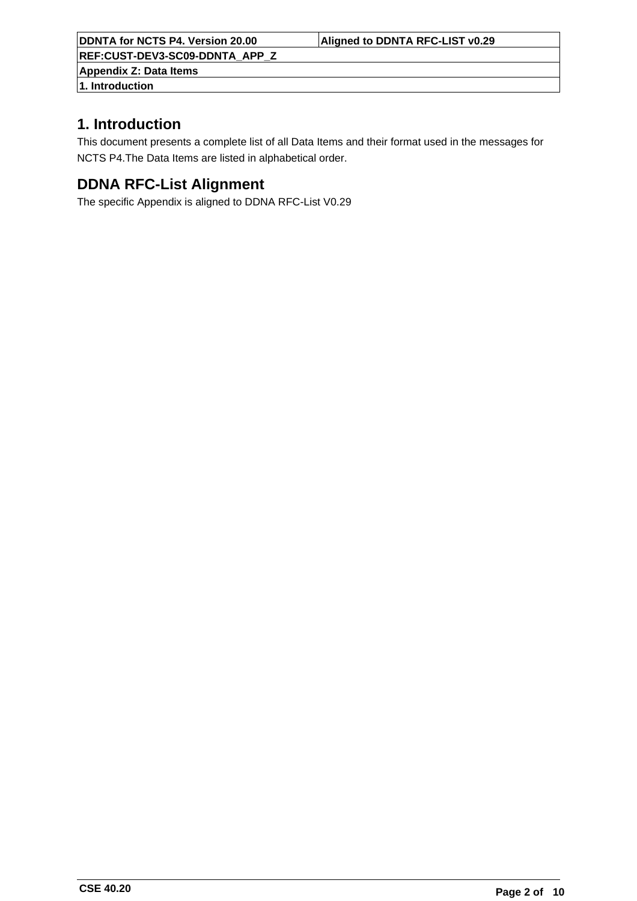# 1. Introduction

This document presents a complete list of all Data Items and their format used in the messages for NCTS P4.The Data Items are listed in alphabetical order.

# DDNA RFC-List Alignment

The specific Appendix is aligned to DDNA RFC-List V0.29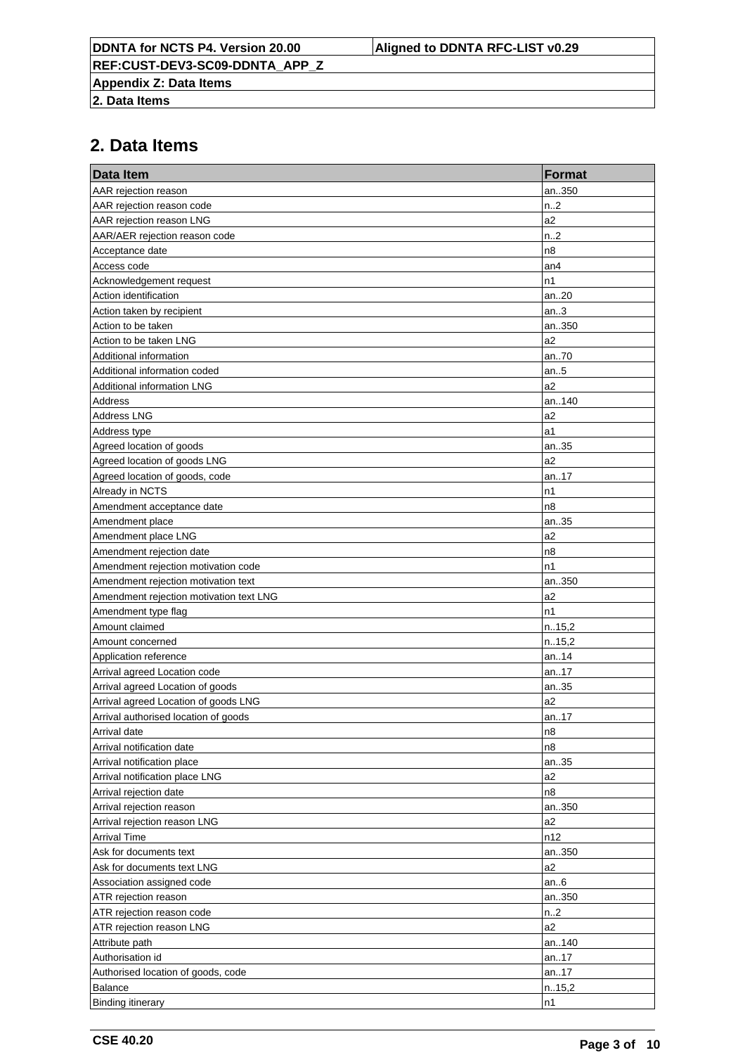## 2. Data Items

| Data Item | Format |
| --- | --- |
| AAR rejection reason | an..350 |
| AAR rejection reason code | n..2 |
| AAR rejection reason LNG | a2 |
| AAR/AER rejection reason code | n..2 |
| Acceptance date | n8 |
| Access code | an4 |
| Acknowledgement request | n1 |
| Action identification | an..20 |
| Action taken by recipient | an..3 |
| Action to be taken | an..350 |
| Action to be taken LNG | a2 |
| Additional information | an..70 |
| Additional information coded | an..5 |
| Additional information LNG | a2 |
| Address | an..140 |
| Address LNG | a2 |
| Address type | a1 |
| Agreed location of goods | an..35 |
| Agreed location of goods LNG | a2 |
| Agreed location of goods, code | an..17 |
| Already in NCTS | n1 |
| Amendment acceptance date | n8 |
| Amendment place | an..35 |
| Amendment place LNG | a2 |
| Amendment rejection date | n8 |
| Amendment rejection motivation code | n1 |
| Amendment rejection motivation text | an..350 |
| Amendment rejection motivation text LNG | a2 |
| Amendment type flag | n1 |
| Amount claimed | n..15,2 |
| Amount concerned | n..15,2 |
| Application reference | an..14 |
| Arrival agreed Location code | an..17 |
| Arrival agreed Location of goods | an..35 |
| Arrival agreed Location of goods LNG | a2 |
| Arrival authorised location of goods | an..17 |
| Arrival date | n8 |
| Arrival notification date | n8 |
| Arrival notification place | an..35 |
| Arrival notification place LNG | a2 |
| Arrival rejection date | n8 |
| Arrival rejection reason | an..350 |
| Arrival rejection reason LNG | a2 |
| Arrival Time | n12 |
| Ask for documents text | an..350 |
| Ask for documents text LNG | a2 |
| Association assigned code | an..6 |
| ATR rejection reason | an..350 |
| ATR rejection reason code | n..2 |
| ATR rejection reason LNG | a2 |
| Attribute path | an..140 |
| Authorisation id | an..17 |
| Authorised location of goods, code | an..17 |
| Balance | n..15,2 |
| Binding itinerary | n1 |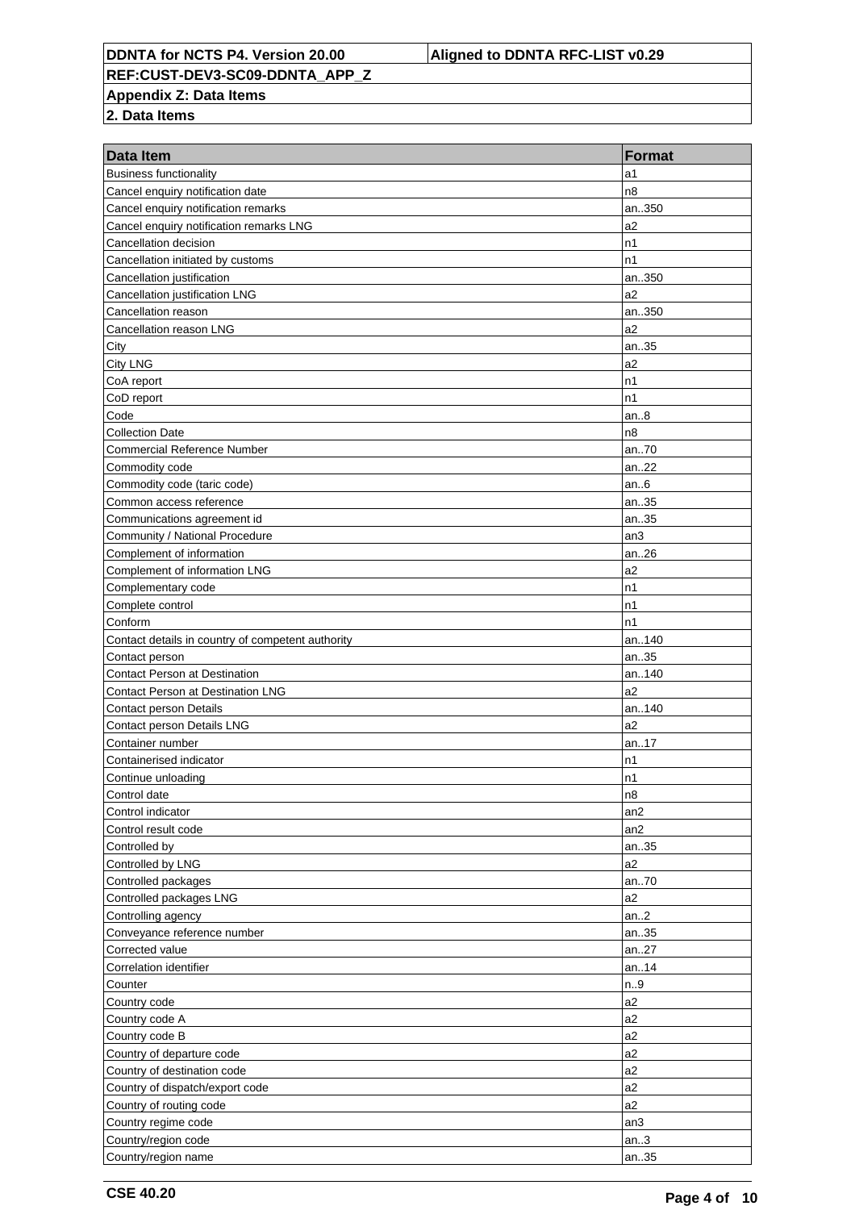| Data Item | Format |
| --- | --- |
| Business functionality | a1 |
| Cancel enquiry notification date | n8 |
| Cancel enquiry notification remarks | an..350 |
| Cancel enquiry notification remarks LNG | a2 |
| Cancellation decision | n1 |
| Cancellation initiated by customs | n1 |
| Cancellation justification | an..350 |
| Cancellation justification LNG | a2 |
| Cancellation reason | an..350 |
| Cancellation reason LNG | a2 |
| City | an..35 |
| City LNG | a2 |
| CoA report | n1 |
| CoD report | n1 |
| Code | an..8 |
| Collection Date | n8 |
| Commercial Reference Number | an..70 |
| Commodity code | an..22 |
| Commodity code (taric code) | an..6 |
| Common access reference | an..35 |
| Communications agreement id | an..35 |
| Community / National Procedure | an3 |
| Complement of information | an..26 |
| Complement of information LNG | a2 |
| Complementary code | n1 |
| Complete control | n1 |
| Conform | n1 |
| Contact details in country of competent authority | an..140 |
| Contact person | an..35 |
| Contact Person at Destination | an..140 |
| Contact Person at Destination LNG | a2 |
| Contact person Details | an..140 |
| Contact person Details LNG | a2 |
| Container number | an..17 |
| Containerised indicator | n1 |
| Continue unloading | n1 |
| Control date | n8 |
| Control indicator | an2 |
| Control result code | an2 |
| Controlled by | an..35 |
| Controlled by LNG | a2 |
| Controlled packages | an..70 |
| Controlled packages LNG | a2 |
| Controlling agency | an..2 |
| Conveyance reference number | an..35 |
| Corrected value | an..27 |
| Correlation identifier | an..14 |
| Counter | n..9 |
| Country code | a2 |
| Country code A | a2 |
| Country code B | a2 |
| Country of departure code | a2 |
| Country of destination code | a2 |
| Country of dispatch/export code | a2 |
| Country of routing code | a2 |
| Country regime code | an3 |
| Country/region code | an..3 |
| Country/region name | an..35 |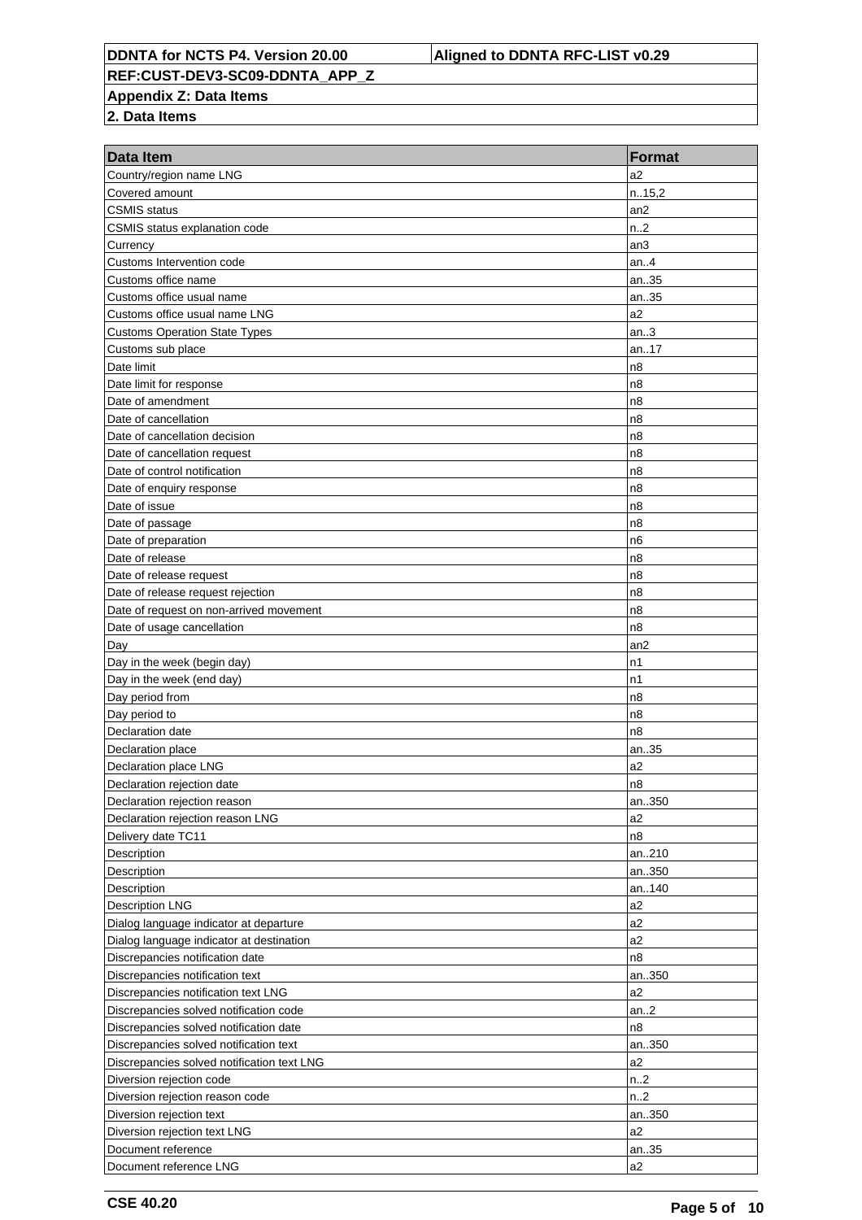| Data Item | Format |
|---|---|
| Country/region name LNG | a2 |
| Covered amount | n..15,2 |
| CSMIS status | an2 |
| CSMIS status explanation code | n..2 |
| Currency | an3 |
| Customs Intervention code | an..4 |
| Customs office name | an..35 |
| Customs office usual name | an..35 |
| Customs office usual name LNG | a2 |
| Customs Operation State Types | an..3 |
| Customs sub place | an..17 |
| Date limit | n8 |
| Date limit for response | n8 |
| Date of amendment | n8 |
| Date of cancellation | n8 |
| Date of cancellation decision | n8 |
| Date of cancellation request | n8 |
| Date of control notification | n8 |
| Date of enquiry response | n8 |
| Date of issue | n8 |
| Date of passage | n8 |
| Date of preparation | n6 |
| Date of release | n8 |
| Date of release request | n8 |
| Date of release request rejection | n8 |
| Date of request on non-arrived movement | n8 |
| Date of usage cancellation | n8 |
| Day | an2 |
| Day in the week (begin day) | n1 |
| Day in the week (end day) | n1 |
| Day period from | n8 |
| Day period to | n8 |
| Declaration date | n8 |
| Declaration place | an..35 |
| Declaration place LNG | a2 |
| Declaration rejection date | n8 |
| Declaration rejection reason | an..350 |
| Declaration rejection reason LNG | a2 |
| Delivery date TC11 | n8 |
| Description | an..210 |
| Description | an..350 |
| Description | an..140 |
| Description LNG | a2 |
| Dialog language indicator at departure | a2 |
| Dialog language indicator at destination | a2 |
| Discrepancies notification date | n8 |
| Discrepancies notification text | an..350 |
| Discrepancies notification text LNG | a2 |
| Discrepancies solved notification code | an..2 |
| Discrepancies solved notification date | n8 |
| Discrepancies solved notification text | an..350 |
| Discrepancies solved notification text LNG | a2 |
| Diversion rejection code | n..2 |
| Diversion rejection reason code | n..2 |
| Diversion rejection text | an..350 |
| Diversion rejection text LNG | a2 |
| Document reference | an..35 |
| Document reference LNG | a2 |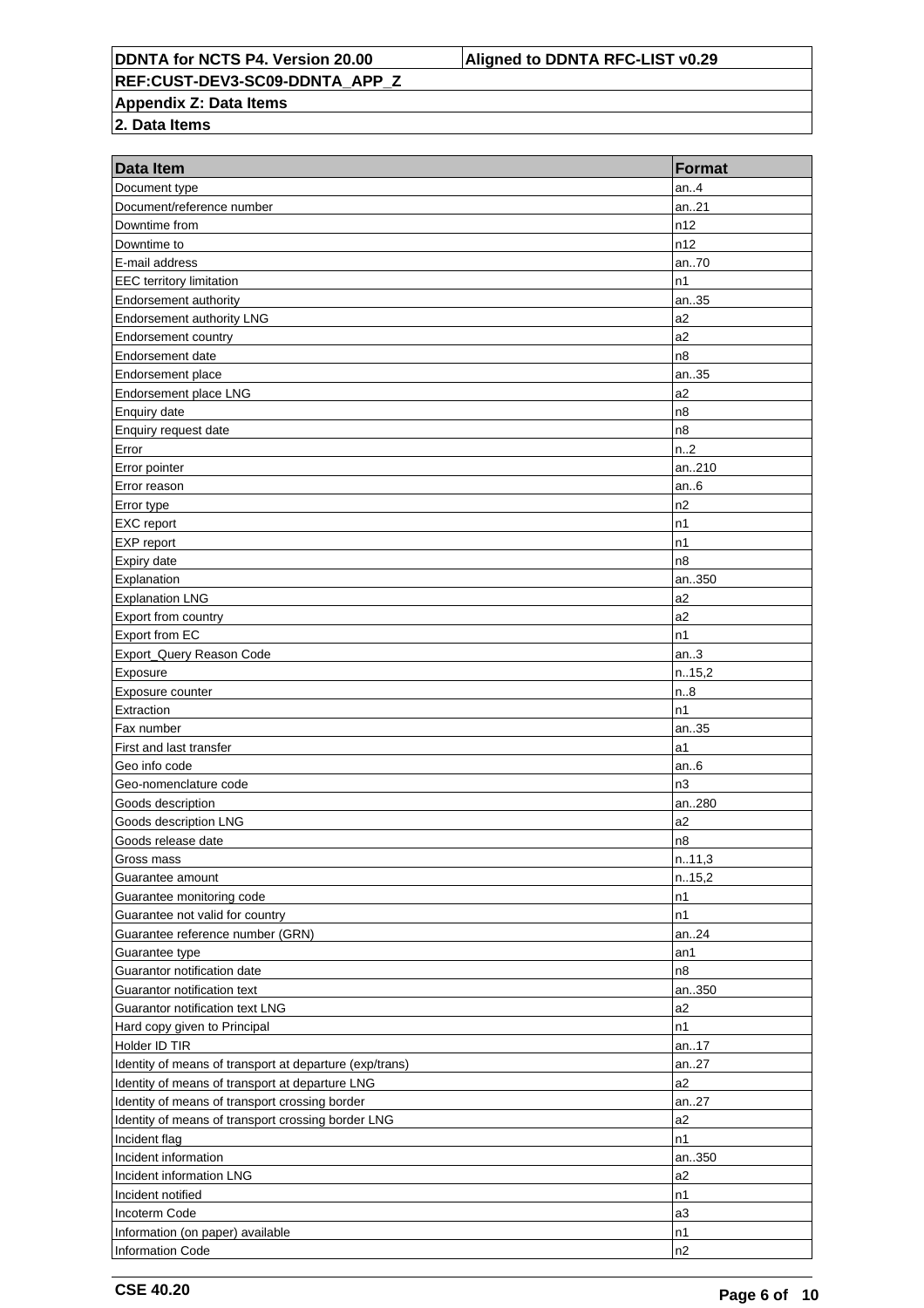**DDNTA for NCTS P4. Version 20.00** | **Aligned to DDNTA RFC-LIST v0.29**

**REF:CUST-DEV3-SC09-DDNTA_APP_Z**

**Appendix Z: Data Items**

**2. Data Items**

| Data Item | Format |
| --- | --- |
| Document type | an..4 |
| Document/reference number | an..21 |
| Downtime from | n12 |
| Downtime to | n12 |
| E-mail address | an..70 |
| EEC territory limitation | n1 |
| Endorsement authority | an..35 |
| Endorsement authority LNG | a2 |
| Endorsement country | a2 |
| Endorsement date | n8 |
| Endorsement place | an..35 |
| Endorsement place LNG | a2 |
| Enquiry date | n8 |
| Enquiry request date | n8 |
| Error | n..2 |
| Error pointer | an..210 |
| Error reason | an..6 |
| Error type | n2 |
| EXC report | n1 |
| EXP report | n1 |
| Expiry date | n8 |
| Explanation | an..350 |
| Explanation LNG | a2 |
| Export from country | a2 |
| Export from EC | n1 |
| Export_Query Reason Code | an..3 |
| Exposure | n..15,2 |
| Exposure counter | n..8 |
| Extraction | n1 |
| Fax number | an..35 |
| First and last transfer | a1 |
| Geo info code | an..6 |
| Geo-nomenclature code | n3 |
| Goods description | an..280 |
| Goods description LNG | a2 |
| Goods release date | n8 |
| Gross mass | n..11,3 |
| Guarantee amount | n..15,2 |
| Guarantee monitoring code | n1 |
| Guarantee not valid for country | n1 |
| Guarantee reference number (GRN) | an..24 |
| Guarantee type | an1 |
| Guarantor notification date | n8 |
| Guarantor notification text | an..350 |
| Guarantor notification text LNG | a2 |
| Hard copy given to Principal | n1 |
| Holder ID TIR | an..17 |
| Identity of means of transport at departure (exp/trans) | an..27 |
| Identity of means of transport at departure LNG | a2 |
| Identity of means of transport crossing border | an..27 |
| Identity of means of transport crossing border LNG | a2 |
| Incident flag | n1 |
| Incident information | an..350 |
| Incident information LNG | a2 |
| Incident notified | n1 |
| Incoterm Code | a3 |
| Information (on paper) available | n1 |
| Information Code | n2 |

**CSE 40.20**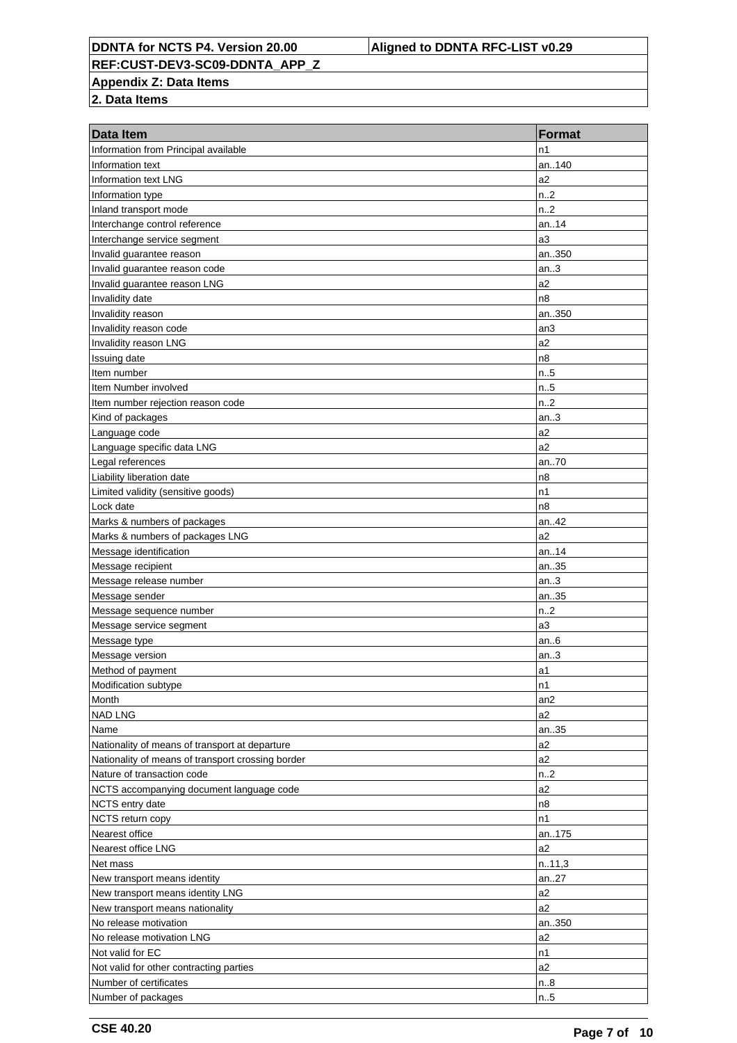| Data Item | Format |
|---|---|
| Information from Principal available | n1 |
| Information text | an..140 |
| Information text LNG | a2 |
| Information type | n..2 |
| Inland transport mode | n..2 |
| Interchange control reference | an..14 |
| Interchange service segment | a3 |
| Invalid guarantee reason | an..350 |
| Invalid guarantee reason code | an..3 |
| Invalid guarantee reason LNG | a2 |
| Invalidity date | n8 |
| Invalidity reason | an..350 |
| Invalidity reason code | an3 |
| Invalidity reason LNG | a2 |
| Issuing date | n8 |
| Item number | n..5 |
| Item Number involved | n..5 |
| Item number rejection reason code | n..2 |
| Kind of packages | an..3 |
| Language code | a2 |
| Language specific data LNG | a2 |
| Legal references | an..70 |
| Liability liberation date | n8 |
| Limited validity (sensitive goods) | n1 |
| Lock date | n8 |
| Marks & numbers of packages | an..42 |
| Marks & numbers of packages LNG | a2 |
| Message identification | an..14 |
| Message recipient | an..35 |
| Message release number | an..3 |
| Message sender | an..35 |
| Message sequence number | n..2 |
| Message service segment | a3 |
| Message type | an..6 |
| Message version | an..3 |
| Method of payment | a1 |
| Modification subtype | n1 |
| Month | an2 |
| NAD LNG | a2 |
| Name | an..35 |
| Nationality of means of transport at departure | a2 |
| Nationality of means of transport crossing border | a2 |
| Nature of transaction code | n..2 |
| NCTS accompanying document language code | a2 |
| NCTS entry date | n8 |
| NCTS return copy | n1 |
| Nearest office | an..175 |
| Nearest office LNG | a2 |
| Net mass | n..11,3 |
| New transport means identity | an..27 |
| New transport means identity LNG | a2 |
| New transport means nationality | a2 |
| No release motivation | an..350 |
| No release motivation LNG | a2 |
| Not valid for EC | n1 |
| Not valid for other contracting parties | a2 |
| Number of certificates | n..8 |
| Number of packages | n..5 |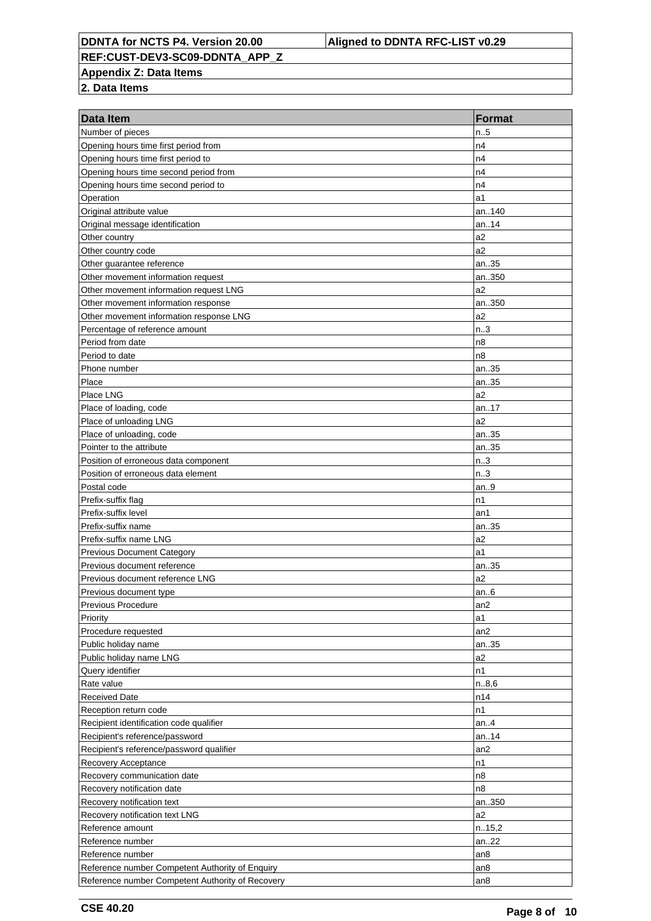## Appendix Z: Data Items

### 2. Data Items

| Data Item | Format |
|---|---|
| Number of pieces | n..5 |
| Opening hours time first period from | n4 |
| Opening hours time first period to | n4 |
| Opening hours time second period from | n4 |
| Opening hours time second period to | n4 |
| Operation | a1 |
| Original attribute value | an..140 |
| Original message identification | an..14 |
| Other country | a2 |
| Other country code | a2 |
| Other guarantee reference | an..35 |
| Other movement information request | an..350 |
| Other movement information request LNG | a2 |
| Other movement information response | an..350 |
| Other movement information response LNG | a2 |
| Percentage of reference amount | n..3 |
| Period from date | n8 |
| Period to date | n8 |
| Phone number | an..35 |
| Place | an..35 |
| Place LNG | a2 |
| Place of loading, code | an..17 |
| Place of unloading LNG | a2 |
| Place of unloading, code | an..35 |
| Pointer to the attribute | an..35 |
| Position of erroneous data component | n..3 |
| Position of erroneous data element | n..3 |
| Postal code | an..9 |
| Prefix-suffix flag | n1 |
| Prefix-suffix level | an1 |
| Prefix-suffix name | an..35 |
| Prefix-suffix name LNG | a2 |
| Previous Document Category | a1 |
| Previous document reference | an..35 |
| Previous document reference LNG | a2 |
| Previous document type | an..6 |
| Previous Procedure | an2 |
| Priority | a1 |
| Procedure requested | an2 |
| Public holiday name | an..35 |
| Public holiday name LNG | a2 |
| Query identifier | n1 |
| Rate value | n..8,6 |
| Received Date | n14 |
| Reception return code | n1 |
| Recipient identification code qualifier | an..4 |
| Recipient's reference/password | an..14 |
| Recipient's reference/password qualifier | an2 |
| Recovery Acceptance | n1 |
| Recovery communication date | n8 |
| Recovery notification date | n8 |
| Recovery notification text | an..350 |
| Recovery notification text LNG | a2 |
| Reference amount | n..15,2 |
| Reference number | an..22 |
| Reference number | an8 |
| Reference number Competent Authority of Enquiry | an8 |
| Reference number Competent Authority of Recovery | an8 |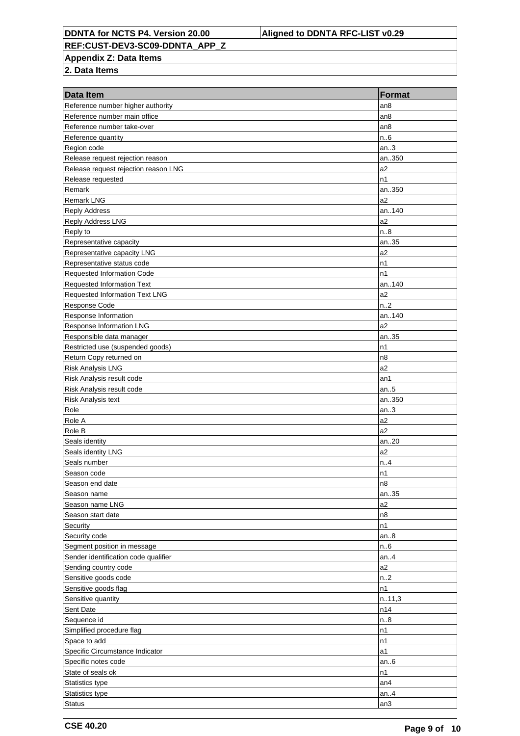| Data Item | Format |
|---|---|
| Reference number higher authority | an8 |
| Reference number main office | an8 |
| Reference number take-over | an8 |
| Reference quantity | n..6 |
| Region code | an..3 |
| Release request rejection reason | an..350 |
| Release request rejection reason LNG | a2 |
| Release requested | n1 |
| Remark | an..350 |
| Remark LNG | a2 |
| Reply Address | an..140 |
| Reply Address LNG | a2 |
| Reply to | n..8 |
| Representative capacity | an..35 |
| Representative capacity LNG | a2 |
| Representative status code | n1 |
| Requested Information Code | n1 |
| Requested Information Text | an..140 |
| Requested Information Text LNG | a2 |
| Response Code | n..2 |
| Response Information | an..140 |
| Response Information LNG | a2 |
| Responsible data manager | an..35 |
| Restricted use (suspended goods) | n1 |
| Return Copy returned on | n8 |
| Risk Analysis LNG | a2 |
| Risk Analysis result code | an1 |
| Risk Analysis result code | an..5 |
| Risk Analysis text | an..350 |
| Role | an..3 |
| Role A | a2 |
| Role B | a2 |
| Seals identity | an..20 |
| Seals identity LNG | a2 |
| Seals number | n..4 |
| Season code | n1 |
| Season end date | n8 |
| Season name | an..35 |
| Season name LNG | a2 |
| Season start date | n8 |
| Security | n1 |
| Security code | an..8 |
| Segment position in message | n..6 |
| Sender identification code qualifier | an..4 |
| Sending country code | a2 |
| Sensitive goods code | n..2 |
| Sensitive goods flag | n1 |
| Sensitive quantity | n..11,3 |
| Sent Date | n14 |
| Sequence id | n..8 |
| Simplified procedure flag | n1 |
| Space to add | n1 |
| Specific Circumstance Indicator | a1 |
| Specific notes code | an..6 |
| State of seals ok | n1 |
| Statistics type | an4 |
| Statistics type | an..4 |
| Status | an3 |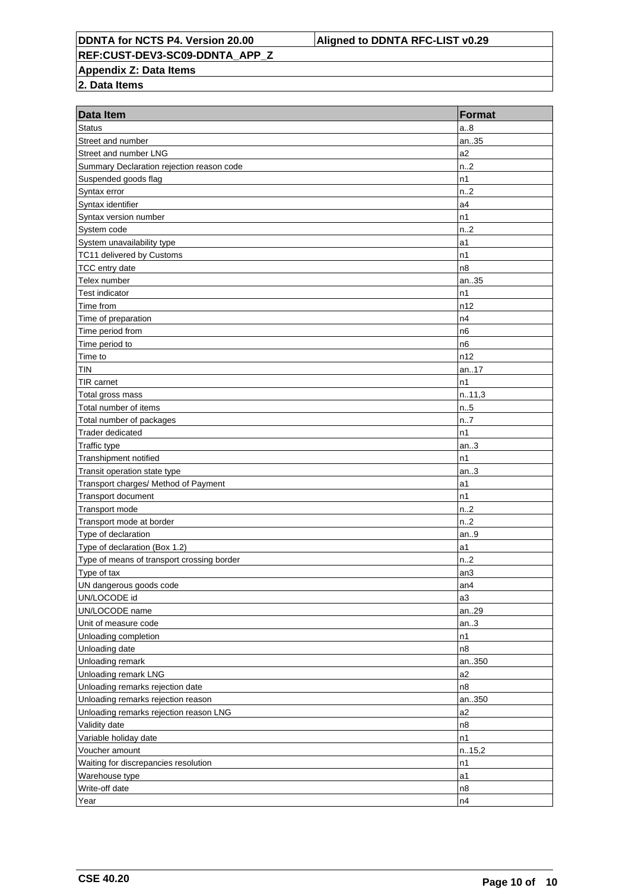| Data Item | Format |
|---|---|
| Status | a..8 |
| Street and number | an..35 |
| Street and number LNG | a2 |
| Summary Declaration rejection reason code | n..2 |
| Suspended goods flag | n1 |
| Syntax error | n..2 |
| Syntax identifier | a4 |
| Syntax version number | n1 |
| System code | n..2 |
| System unavailability type | a1 |
| TC11 delivered by Customs | n1 |
| TCC entry date | n8 |
| Telex number | an..35 |
| Test indicator | n1 |
| Time from | n12 |
| Time of preparation | n4 |
| Time period from | n6 |
| Time period to | n6 |
| Time to | n12 |
| TIN | an..17 |
| TIR carnet | n1 |
| Total gross mass | n..11,3 |
| Total number of items | n..5 |
| Total number of packages | n..7 |
| Trader dedicated | n1 |
| Traffic type | an..3 |
| Transhipment notified | n1 |
| Transit operation state type | an..3 |
| Transport charges/ Method of Payment | a1 |
| Transport document | n1 |
| Transport mode | n..2 |
| Transport mode at border | n..2 |
| Type of declaration | an..9 |
| Type of declaration (Box 1.2) | a1 |
| Type of means of transport crossing border | n..2 |
| Type of tax | an3 |
| UN dangerous goods code | an4 |
| UN/LOCODE id | a3 |
| UN/LOCODE name | an..29 |
| Unit of measure code | an..3 |
| Unloading completion | n1 |
| Unloading date | n8 |
| Unloading remark | an..350 |
| Unloading remark LNG | a2 |
| Unloading remarks rejection date | n8 |
| Unloading remarks rejection reason | an..350 |
| Unloading remarks rejection reason LNG | a2 |
| Validity date | n8 |
| Variable holiday date | n1 |
| Voucher amount | n..15,2 |
| Waiting for discrepancies resolution | n1 |
| Warehouse type | a1 |
| Write-off date | n8 |
| Year | n4 |